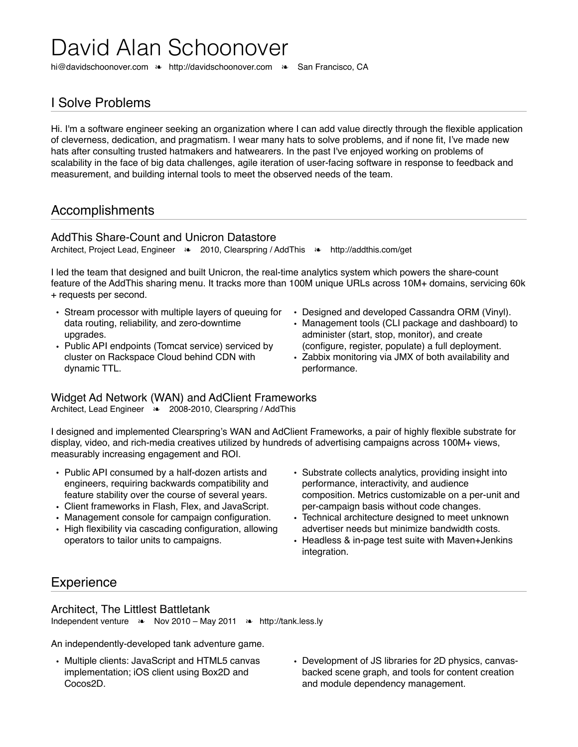# David Alan Schoonover

hi@davidschoonover.com ❧ http://davidschoonover.com ❧ San Francisco, CA

## I Solve Problems

Hi. I'm a software engineer seeking an organization where I can add value directly through the flexible application of cleverness, dedication, and pragmatism. I wear many hats to solve problems, and if none fit, I've made new hats after consulting trusted hatmakers and hatwearers. In the past I've enjoyed working on problems of scalability in the face of big data challenges, agile iteration of user-facing software in response to feedback and measurement, and building internal tools to meet the observed needs of the team.

## Accomplishments

### AddThis Share-Count and Unicron Datastore

Architect, Project Lead, Engineer ❧ 2010, Clearspring / AddThis ❧ http://addthis.com/get

I led the team that designed and built Unicron, the real-time analytics system which powers the share-count feature of the AddThis sharing menu. It tracks more than 100M unique URLs across 10M+ domains, servicing 60k + requests per second.

- Stream processor with multiple layers of queuing for data routing, reliability, and zero-downtime upgrades.
- Public API endpoints (Tomcat service) serviced by cluster on Rackspace Cloud behind CDN with dynamic TTL.
- Designed and developed Cassandra ORM (Vinyl).
- Management tools (CLI package and dashboard) to administer (start, stop, monitor), and create (configure, register, populate) a full deployment.
- Zabbix monitoring via JMX of both availability and performance.

### Widget Ad Network (WAN) and AdClient Frameworks

Architect, Lead Engineer ❧ 2008-2010, Clearspring / AddThis

I designed and implemented Clearspring's WAN and AdClient Frameworks, a pair of highly flexible substrate for display, video, and rich-media creatives utilized by hundreds of advertising campaigns across 100M+ views, measurably increasing engagement and ROI.

- Public API consumed by a half-dozen artists and engineers, requiring backwards compatibility and feature stability over the course of several years.
- Client frameworks in Flash, Flex, and JavaScript.
- Management console for campaign configuration.
- High flexibility via cascading configuration, allowing operators to tailor units to campaigns.
- Substrate collects analytics, providing insight into performance, interactivity, and audience composition. Metrics customizable on a per-unit and per-campaign basis without code changes.
- Technical architecture designed to meet unknown advertiser needs but minimize bandwidth costs.
- Headless & in-page test suite with Maven+Jenkins integration.

## Experience

### Architect, The Littlest Battletank

Independent venture ❧ Nov 2010 – May 2011 ❧ http://tank.less.ly

An independently-developed tank adventure game.

- Multiple clients: JavaScript and HTML5 canvas implementation; iOS client using Box2D and Cocos2D.
- Development of JS libraries for 2D physics, canvas-backed scene graph, and tools for content creation and module dependency management.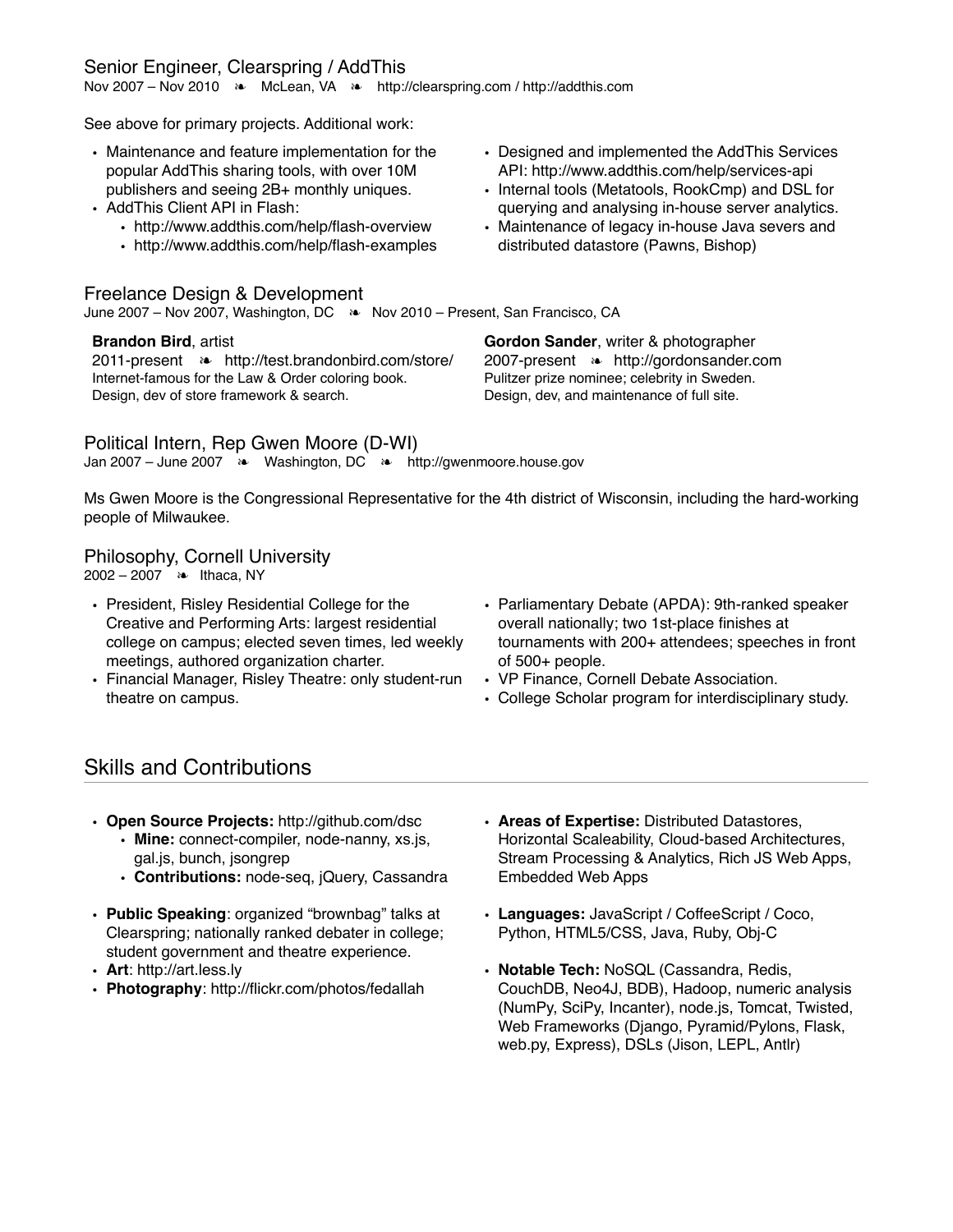### Senior Engineer, Clearspring / AddThis

Nov 2007 – Nov 2010 ❧ McLean, VA ❧ http://clearspring.com / http://addthis.com

See above for primary projects. Additional work:

- Maintenance and feature implementation for the popular AddThis sharing tools, with over 10M publishers and seeing 2B+ monthly uniques.
- AddThis Client API in Flash:
  - http://www.addthis.com/help/flash-overview
  - http://www.addthis.com/help/flash-examples
- Designed and implemented the AddThis Services API: http://www.addthis.com/help/services-api
- Internal tools (Metatools, RookCmp) and DSL for querying and analysing in-house server analytics.
- Maintenance of legacy in-house Java severs and distributed datastore (Pawns, Bishop)

### Freelance Design & Development

June 2007 – Nov 2007, Washington, DC ❧ Nov 2010 – Present, San Francisco, CA

**Brandon Bird**, artist
2011-present ❧ http://test.brandonbird.com/store/
Internet-famous for the Law & Order coloring book.
Design, dev of store framework & search.

**Gordon Sander**, writer & photographer
2007-present ❧ http://gordonsander.com
Pulitzer prize nominee; celebrity in Sweden.
Design, dev, and maintenance of full site.

### Political Intern, Rep Gwen Moore (D-WI)

Jan 2007 – June 2007 ❧ Washington, DC ❧ http://gwenmoore.house.gov

Ms Gwen Moore is the Congressional Representative for the 4th district of Wisconsin, including the hard-working people of Milwaukee.

### Philosophy, Cornell University

2002 – 2007 ❧ Ithaca, NY

- President, Risley Residential College for the Creative and Performing Arts: largest residential college on campus; elected seven times, led weekly meetings, authored organization charter.
- Financial Manager, Risley Theatre: only student-run theatre on campus.
- Parliamentary Debate (APDA): 9th-ranked speaker overall nationally; two 1st-place finishes at tournaments with 200+ attendees; speeches in front of 500+ people.
- VP Finance, Cornell Debate Association.
- College Scholar program for interdisciplinary study.

## Skills and Contributions

- **Open Source Projects:** http://github.com/dsc
  - **Mine:** connect-compiler, node-nanny, xs.js, gal.js, bunch, jsongrep
  - **Contributions:** node-seq, jQuery, Cassandra
- **Public Speaking**: organized "brownbag" talks at Clearspring; nationally ranked debater in college; student government and theatre experience.
- **Art**: http://art.less.ly
- **Photography**: http://flickr.com/photos/fedallah
- **Areas of Expertise:** Distributed Datastores, Horizontal Scaleability, Cloud-based Architectures, Stream Processing & Analytics, Rich JS Web Apps, Embedded Web Apps
- **Languages:** JavaScript / CoffeeScript / Coco, Python, HTML5/CSS, Java, Ruby, Obj-C
- **Notable Tech:** NoSQL (Cassandra, Redis, CouchDB, Neo4J, BDB), Hadoop, numeric analysis (NumPy, SciPy, Incanter), node.js, Tomcat, Twisted, Web Frameworks (Django, Pyramid/Pylons, Flask, web.py, Express), DSLs (Jison, LEPL, Antlr)